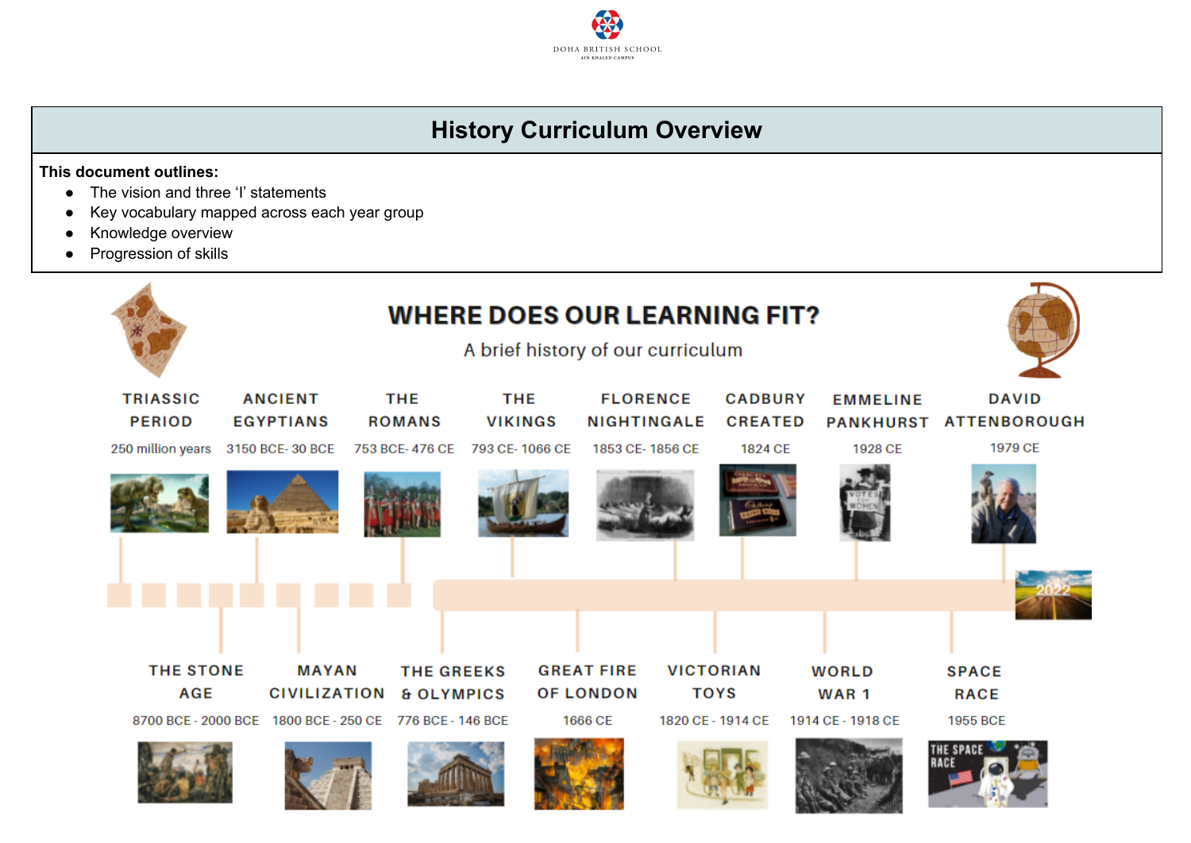# History Curriculum Overview

**This document outlines:**

- The vision and three 'I' statements
- Key vocabulary mapped across each year group
- Knowledge overview
- Progression of skills

## WHERE DOES OUR LEARNING FIT?

A brief history of our curriculum

TRIASSIC PERIOD
250 million years

THE STONE AGE
8700 BCE - 2000 BCE

ANCIENT EGYPTIANS
3150 BCE- 30 BCE

MAYAN CIVILIZATION
1800 BCE - 250 CE

THE ROMANS
753 BCE- 476 CE

THE GREEKS & OLYMPICS
776 BCE - 146 BCE

THE VIKINGS
793 CE- 1066 CE

GREAT FIRE OF LONDON
1666 CE

FLORENCE NIGHTINGALE
1853 CE- 1856 CE

VICTORIAN TOYS
1820 CE - 1914 CE

CADBURY CREATED
1824 CE

WORLD WAR 1
1914 CE - 1918 CE

EMMELINE PANKHURST
1928 CE

SPACE RACE
1955 BCE

DAVID ATTENBOROUGH
1979 CE

2022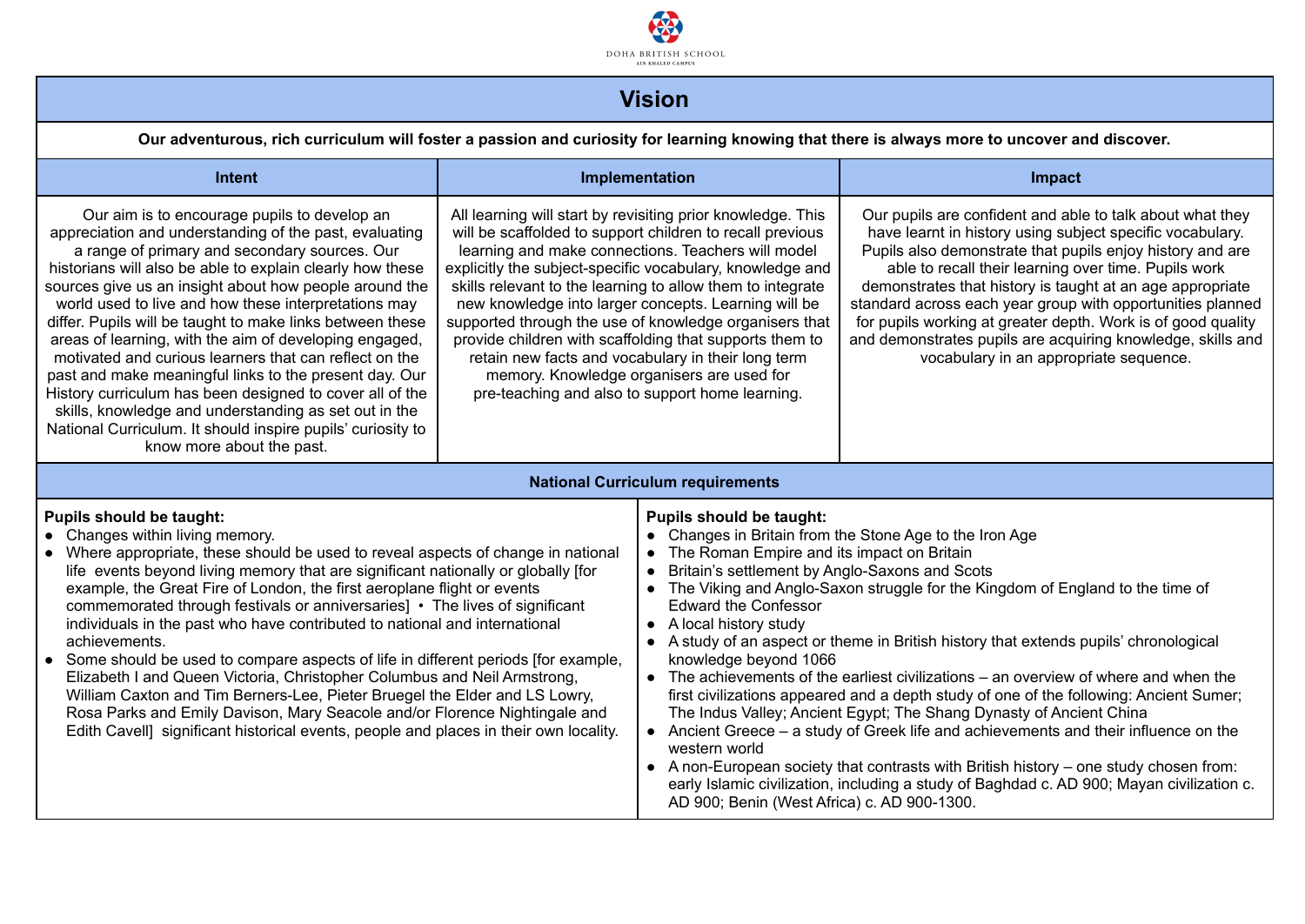# Vision

**Our adventurous, rich curriculum will foster a passion and curiosity for learning knowing that there is always more to uncover and discover.**

| Intent | Implementation | Impact |
| --- | --- | --- |
| Our aim is to encourage pupils to develop an appreciation and understanding of the past, evaluating a range of primary and secondary sources. Our historians will also be able to explain clearly how these sources give us an insight about how people around the world used to live and how these interpretations may differ. Pupils will be taught to make links between these areas of learning, with the aim of developing engaged, motivated and curious learners that can reflect on the past and make meaningful links to the present day. Our History curriculum has been designed to cover all of the skills, knowledge and understanding as set out in the National Curriculum. It should inspire pupils' curiosity to know more about the past. | All learning will start by revisiting prior knowledge. This will be scaffolded to support children to recall previous learning and make connections. Teachers will model explicitly the subject-specific vocabulary, knowledge and skills relevant to the learning to allow them to integrate new knowledge into larger concepts. Learning will be supported through the use of knowledge organisers that provide children with scaffolding that supports them to retain new facts and vocabulary in their long term memory. Knowledge organisers are used for pre-teaching and also to support home learning. | Our pupils are confident and able to talk about what they have learnt in history using subject specific vocabulary. Pupils also demonstrate that pupils enjoy history and are able to recall their learning over time. Pupils work demonstrates that history is taught at an age appropriate standard across each year group with opportunities planned for pupils working at greater depth. Work is of good quality and demonstrates pupils are acquiring knowledge, skills and vocabulary in an appropriate sequence. |

## National Curriculum requirements

**Pupils should be taught:**

- Changes within living memory.
- Where appropriate, these should be used to reveal aspects of change in national life events beyond living memory that are significant nationally or globally [for example, the Great Fire of London, the first aeroplane flight or events commemorated through festivals or anniversaries] • The lives of significant individuals in the past who have contributed to national and international achievements.
- Some should be used to compare aspects of life in different periods [for example, Elizabeth I and Queen Victoria, Christopher Columbus and Neil Armstrong, William Caxton and Tim Berners-Lee, Pieter Bruegel the Elder and LS Lowry, Rosa Parks and Emily Davison, Mary Seacole and/or Florence Nightingale and Edith Cavell] significant historical events, people and places in their own locality.

**Pupils should be taught:**

- Changes in Britain from the Stone Age to the Iron Age
- The Roman Empire and its impact on Britain
- Britain's settlement by Anglo-Saxons and Scots
- The Viking and Anglo-Saxon struggle for the Kingdom of England to the time of Edward the Confessor
- A local history study
- A study of an aspect or theme in British history that extends pupils' chronological knowledge beyond 1066
- The achievements of the earliest civilizations – an overview of where and when the first civilizations appeared and a depth study of one of the following: Ancient Sumer; The Indus Valley; Ancient Egypt; The Shang Dynasty of Ancient China
- Ancient Greece – a study of Greek life and achievements and their influence on the western world
- A non-European society that contrasts with British history – one study chosen from: early Islamic civilization, including a study of Baghdad c. AD 900; Mayan civilization c. AD 900; Benin (West Africa) c. AD 900-1300.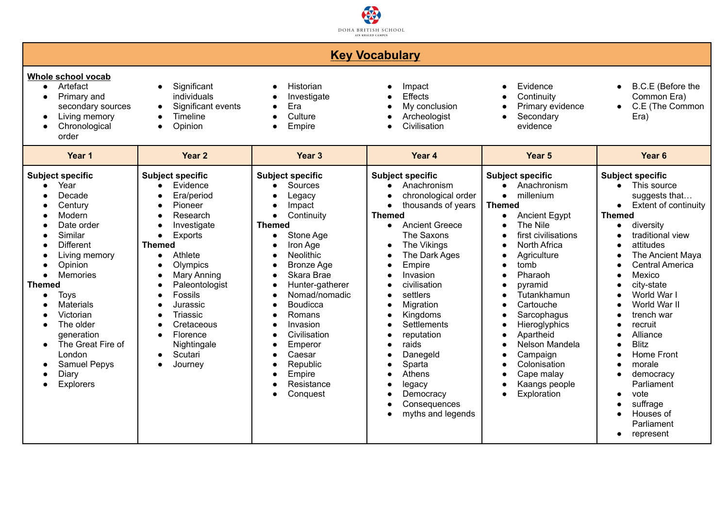## Key Vocabulary

**Whole school vocab**

- Artefact
- Primary and secondary sources
- Living memory
- Chronological order
- Significant individuals
- Significant events
- Timeline
- Opinion
- Historian
- Investigate
- Era
- Culture
- Empire
- Impact
- Effects
- My conclusion
- Archeologist
- Civilisation
- Evidence
- Continuity
- Primary evidence
- Secondary evidence
- B.C.E (Before the Common Era)
- C.E (The Common Era)

| Year 1 | Year 2 | Year 3 | Year 4 | Year 5 | Year 6 |
|---|---|---|---|---|---|
| **Subject specific**<br>• Year<br>• Decade<br>• Century<br>• Modern<br>• Date order<br>• Similar<br>• Different<br>• Living memory<br>• Opinion<br>• Memories<br>**Themed**<br>• Toys<br>• Materials<br>• Victorian<br>• The older generation<br>• The Great Fire of London<br>• Samuel Pepys<br>• Diary<br>• Explorers | **Subject specific**<br>• Evidence<br>• Era/period<br>• Pioneer<br>• Research<br>• Investigate<br>• Exports<br>**Themed**<br>• Athlete<br>• Olympics<br>• Mary Anning<br>• Paleontologist<br>• Fossils<br>• Jurassic<br>• Triassic<br>• Cretaceous<br>• Florence Nightingale<br>• Scutari<br>• Journey | **Subject specific**<br>• Sources<br>• Legacy<br>• Impact<br>• Continuity<br>**Themed**<br>• Stone Age<br>• Iron Age<br>• Neolithic<br>• Bronze Age<br>• Skara Brae<br>• Hunter-gatherer<br>• Nomad/nomadic<br>• Boudicca<br>• Romans<br>• Invasion<br>• Civilisation<br>• Emperor<br>• Caesar<br>• Republic<br>• Empire<br>• Resistance<br>• Conquest | **Subject specific**<br>• Anachronism<br>• chronological order<br>• thousands of years<br>**Themed**<br>• Ancient Greece The Saxons<br>• The Vikings<br>• The Dark Ages<br>• Empire<br>• Invasion<br>• civilisation<br>• settlers<br>• Migration<br>• Kingdoms<br>• Settlements<br>• reputation<br>• raids<br>• Danegeld<br>• Sparta<br>• Athens<br>• legacy<br>• Democracy<br>• Consequences<br>• myths and legends | **Subject specific**<br>• Anachronism<br>• millenium<br>**Themed**<br>• Ancient Egypt<br>• The Nile<br>• first civilisations<br>• North Africa<br>• Agriculture<br>• tomb<br>• Pharaoh<br>• pyramid<br>• Tutankhamun<br>• Cartouche<br>• Sarcophagus<br>• Hieroglyphics<br>• Apartheid<br>• Nelson Mandela<br>• Campaign<br>• Colonisation<br>• Cape malay<br>• Kaangs people<br>• Exploration | **Subject specific**<br>• This source suggests that…<br>• Extent of continuity<br>**Themed**<br>• diversity<br>• traditional view<br>• attitudes<br>• The Ancient Maya<br>• Central America<br>• Mexico<br>• city-state<br>• World War I<br>• World War II<br>• trench war<br>• recruit<br>• Alliance<br>• Blitz<br>• Home Front<br>• morale<br>• democracy Parliament<br>• vote<br>• suffrage<br>• Houses of Parliament<br>• represent |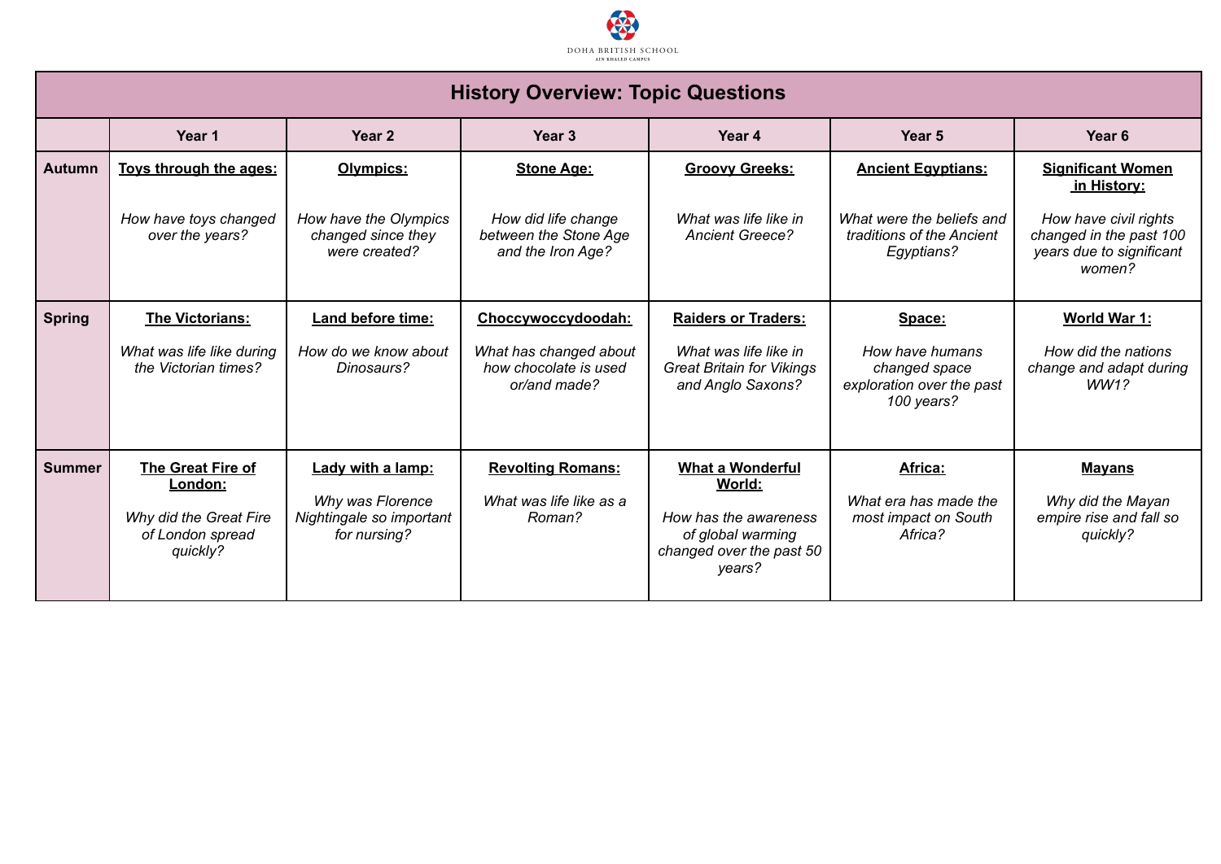DOHA BRITISH SCHOOL
AIN KHALED CAMPUS

# History Overview: Topic Questions

| | Year 1 | Year 2 | Year 3 | Year 4 | Year 5 | Year 6 |
|---|---|---|---|---|---|---|
| **Autumn** | **Toys through the ages:** *How have toys changed over the years?* | **Olympics:** *How have the Olympics changed since they were created?* | **Stone Age:** *How did life change between the Stone Age and the Iron Age?* | **Groovy Greeks:** *What was life like in Ancient Greece?* | **Ancient Egyptians:** *What were the beliefs and traditions of the Ancient Egyptians?* | **Significant Women in History:** *How have civil rights changed in the past 100 years due to significant women?* |
| **Spring** | **The Victorians:** *What was life like during the Victorian times?* | **Land before time:** *How do we know about Dinosaurs?* | **Choccywoccydoodah:** *What has changed about how chocolate is used or/and made?* | **Raiders or Traders:** *What was life like in Great Britain for Vikings and Anglo Saxons?* | **Space:** *How have humans changed space exploration over the past 100 years?* | **World War 1:** *How did the nations change and adapt during WW1?* |
| **Summer** | **The Great Fire of London:** *Why did the Great Fire of London spread quickly?* | **Lady with a lamp:** *Why was Florence Nightingale so important for nursing?* | **Revolting Romans:** *What was life like as a Roman?* | **What a Wonderful World:** *How has the awareness of global warming changed over the past 50 years?* | **Africa:** *What era has made the most impact on South Africa?* | **Mayans** *Why did the Mayan empire rise and fall so quickly?* |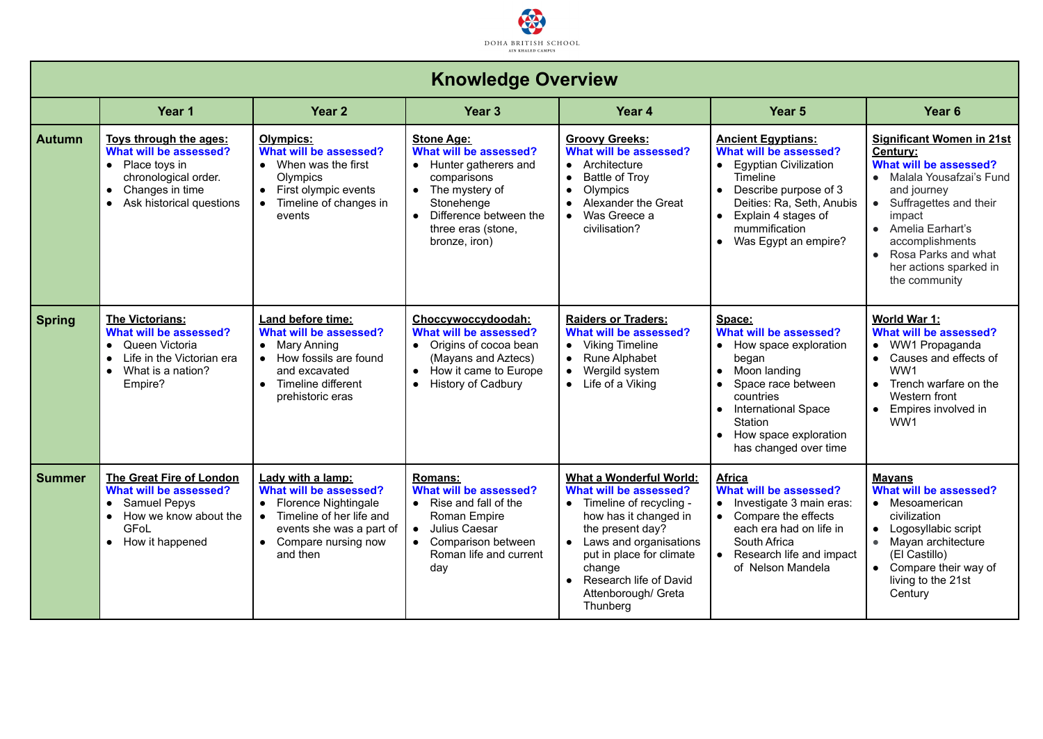DOHA BRITISH SCHOOL
AIN KHALED CAMPUS

# Knowledge Overview

| | Year 1 | Year 2 | Year 3 | Year 4 | Year 5 | Year 6 |
|---|---|---|---|---|---|---|
| **Autumn** | **Toys through the ages:**<br>**What will be assessed?**<br>• Place toys in chronological order.<br>• Changes in time<br>• Ask historical questions | **Olympics:**<br>**What will be assessed?**<br>• When was the first Olympics<br>• First olympic events<br>• Timeline of changes in events | **Stone Age:**<br>**What will be assessed?**<br>• Hunter gatherers and comparisons<br>• The mystery of Stonehenge<br>• Difference between the three eras (stone, bronze, iron) | **Groovy Greeks:**<br>**What will be assessed?**<br>• Architecture<br>• Battle of Troy<br>• Olympics<br>• Alexander the Great<br>• Was Greece a civilisation? | **Ancient Egyptians:**<br>**What will be assessed?**<br>• Egyptian Civilization Timeline<br>• Describe purpose of 3 Deities: Ra, Seth, Anubis<br>• Explain 4 stages of mummification<br>• Was Egypt an empire? | **Significant Women in 21st Century:**<br>**What will be assessed?**<br>• Malala Yousafzai's Fund and journey<br>• Suffragettes and their impact<br>• Amelia Earhart's accomplishments<br>• Rosa Parks and what her actions sparked in the community |
| **Spring** | **The Victorians:**<br>**What will be assessed?**<br>• Queen Victoria<br>• Life in the Victorian era<br>• What is a nation? Empire? | **Land before time:**<br>**What will be assessed?**<br>• Mary Anning<br>• How fossils are found and excavated<br>• Timeline different prehistoric eras | **Choccywoccydoodah:**<br>**What will be assessed?**<br>• Origins of cocoa bean (Mayans and Aztecs)<br>• How it came to Europe<br>• History of Cadbury | **Raiders or Traders:**<br>**What will be assessed?**<br>• Viking Timeline<br>• Rune Alphabet<br>• Wergild system<br>• Life of a Viking | **Space:**<br>**What will be assessed?**<br>• How space exploration began<br>• Moon landing<br>• Space race between countries<br>• International Space Station<br>• How space exploration has changed over time | **World War 1:**<br>**What will be assessed?**<br>• WW1 Propaganda<br>• Causes and effects of WW1<br>• Trench warfare on the Western front<br>• Empires involved in WW1 |
| **Summer** | **The Great Fire of London**<br>**What will be assessed?**<br>• Samuel Pepys<br>• How we know about the GFoL<br>• How it happened | **Lady with a lamp:**<br>**What will be assessed?**<br>• Florence Nightingale<br>• Timeline of her life and events she was a part of<br>• Compare nursing now and then | **Romans:**<br>**What will be assessed?**<br>• Rise and fall of the Roman Empire<br>• Julius Caesar<br>• Comparison between Roman life and current day | **What a Wonderful World:**<br>**What will be assessed?**<br>• Timeline of recycling - how has it changed in the present day?<br>• Laws and organisations put in place for climate change<br>• Research life of David Attenborough/ Greta Thunberg | **Africa**<br>**What will be assessed?**<br>• Investigate 3 main eras:<br>• Compare the effects each era had on life in South Africa<br>• Research life and impact of Nelson Mandela | **Mayans**<br>**What will be assessed?**<br>• Mesoamerican civilization<br>• Logosyllabic script<br>• Mayan architecture (El Castillo)<br>• Compare their way of living to the 21st Century |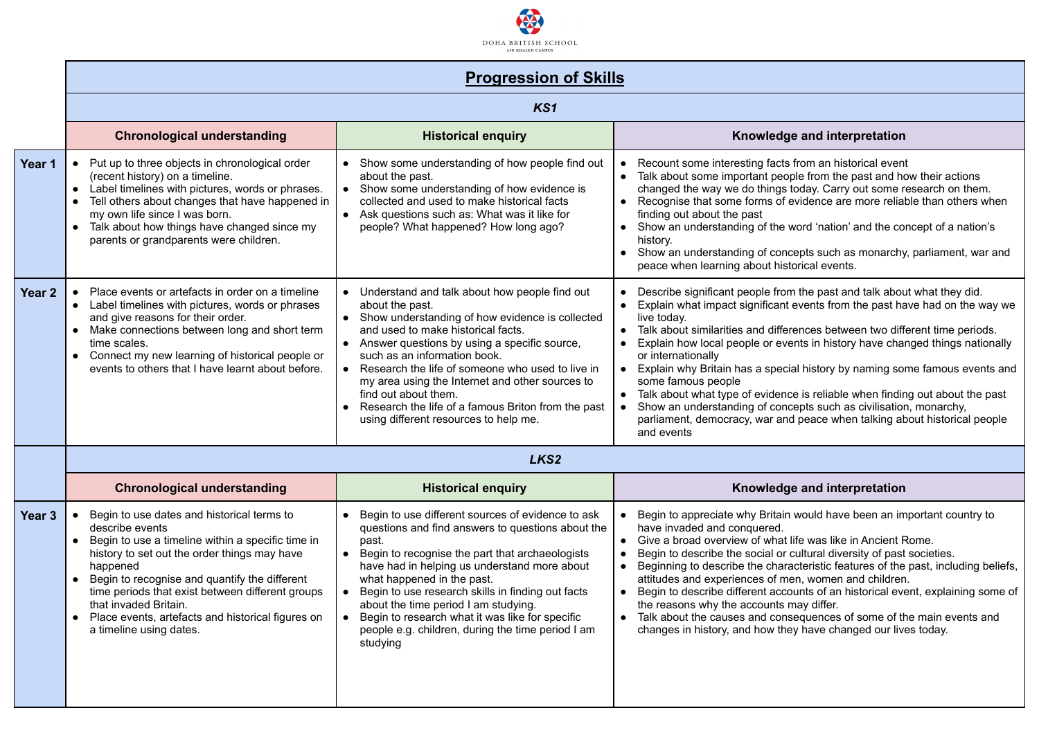DOHA BRITISH SCHOOL
AIN KHALED CAMPUS

## Progression of Skills

| | Chronological understanding | Historical enquiry | Knowledge and interpretation |
|---|---|---|---|
| | ***KS1*** | | |
| **Year 1** | • Put up to three objects in chronological order (recent history) on a timeline.<br>• Label timelines with pictures, words or phrases.<br>• Tell others about changes that have happened in my own life since I was born.<br>• Talk about how things have changed since my parents or grandparents were children. | • Show some understanding of how people find out about the past.<br>• Show some understanding of how evidence is collected and used to make historical facts<br>• Ask questions such as: What was it like for people? What happened? How long ago? | • Recount some interesting facts from an historical event<br>• Talk about some important people from the past and how their actions changed the way we do things today. Carry out some research on them.<br>• Recognise that some forms of evidence are more reliable than others when finding out about the past<br>• Show an understanding of the word 'nation' and the concept of a nation's history.<br>• Show an understanding of concepts such as monarchy, parliament, war and peace when learning about historical events. |
| **Year 2** | • Place events or artefacts in order on a timeline<br>• Label timelines with pictures, words or phrases and give reasons for their order.<br>• Make connections between long and short term time scales.<br>• Connect my new learning of historical people or events to others that I have learnt about before. | • Understand and talk about how people find out about the past.<br>• Show understanding of how evidence is collected and used to make historical facts.<br>• Answer questions by using a specific source, such as an information book.<br>• Research the life of someone who used to live in my area using the Internet and other sources to find out about them.<br>• Research the life of a famous Briton from the past using different resources to help me. | • Describe significant people from the past and talk about what they did.<br>• Explain what impact significant events from the past have had on the way we live today.<br>• Talk about similarities and differences between two different time periods.<br>• Explain how local people or events in history have changed things nationally or internationally<br>• Explain why Britain has a special history by naming some famous events and some famous people<br>• Talk about what type of evidence is reliable when finding out about the past<br>• Show an understanding of concepts such as civilisation, monarchy, parliament, democracy, war and peace when talking about historical people and events |
| | ***LKS2*** | | |
| | **Chronological understanding** | **Historical enquiry** | **Knowledge and interpretation** |
| **Year 3** | • Begin to use dates and historical terms to describe events<br>• Begin to use a timeline within a specific time in history to set out the order things may have happened<br>• Begin to recognise and quantify the different time periods that exist between different groups that invaded Britain.<br>• Place events, artefacts and historical figures on a timeline using dates. | • Begin to use different sources of evidence to ask questions and find answers to questions about the past.<br>• Begin to recognise the part that archaeologists have had in helping us understand more about what happened in the past.<br>• Begin to use research skills in finding out facts about the time period I am studying.<br>• Begin to research what it was like for specific people e.g. children, during the time period I am studying | • Begin to appreciate why Britain would have been an important country to have invaded and conquered.<br>• Give a broad overview of what life was like in Ancient Rome.<br>• Begin to describe the social or cultural diversity of past societies.<br>• Beginning to describe the characteristic features of the past, including beliefs, attitudes and experiences of men, women and children.<br>• Begin to describe different accounts of an historical event, explaining some of the reasons why the accounts may differ.<br>• Talk about the causes and consequences of some of the main events and changes in history, and how they have changed our lives today. |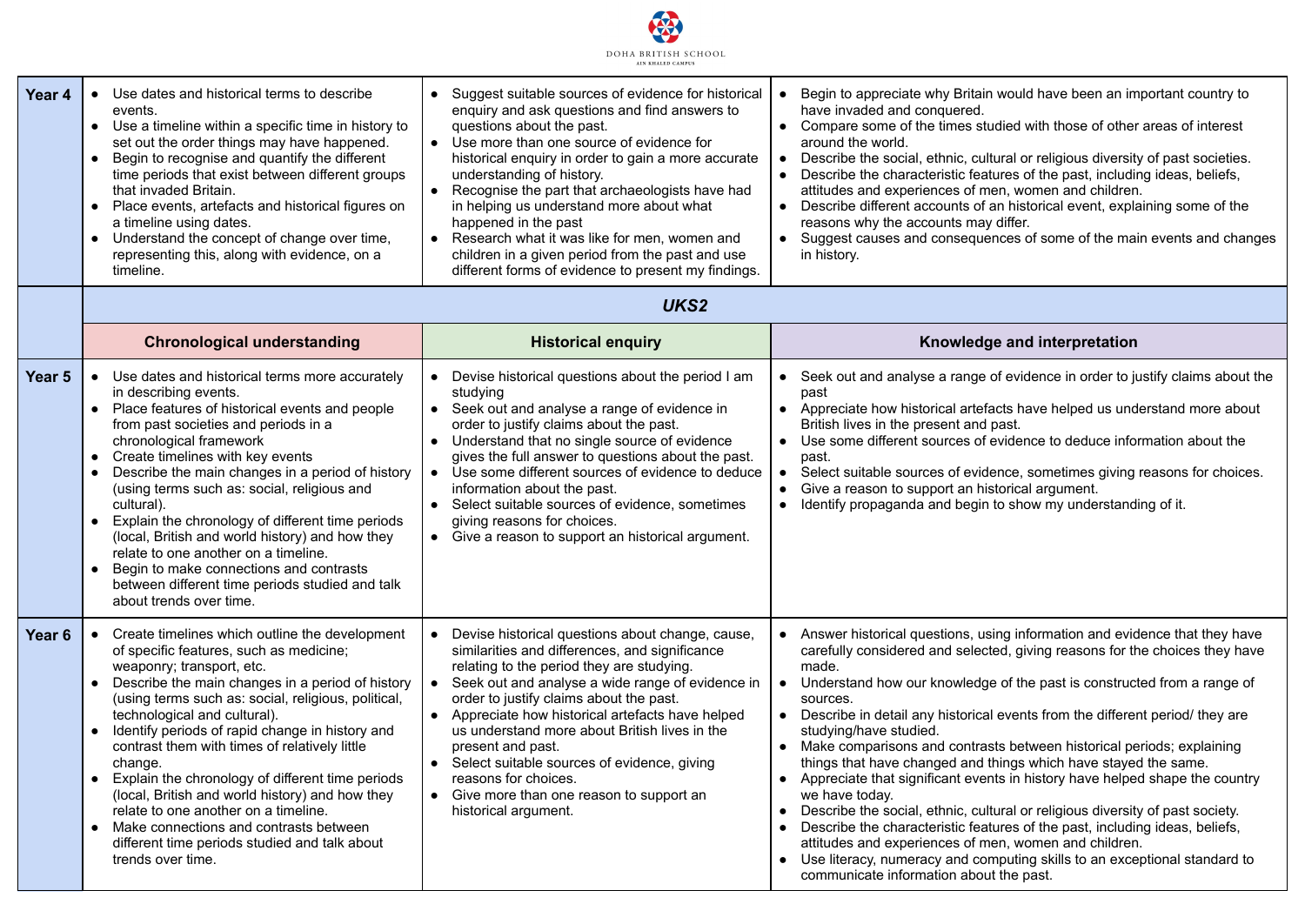| | | | |
|---|---|---|---|
| **Year 4** | • Use dates and historical terms to describe events.<br>• Use a timeline within a specific time in history to set out the order things may have happened.<br>• Begin to recognise and quantify the different time periods that exist between different groups that invaded Britain.<br>• Place events, artefacts and historical figures on a timeline using dates.<br>• Understand the concept of change over time, representing this, along with evidence, on a timeline. | • Suggest suitable sources of evidence for historical enquiry and ask questions and find answers to questions about the past.<br>• Use more than one source of evidence for historical enquiry in order to gain a more accurate understanding of history.<br>• Recognise the part that archaeologists have had in helping us understand more about what happened in the past<br>• Research what it was like for men, women and children in a given period from the past and use different forms of evidence to present my findings. | • Begin to appreciate why Britain would have been an important country to have invaded and conquered.<br>• Compare some of the times studied with those of other areas of interest around the world.<br>• Describe the social, ethnic, cultural or religious diversity of past societies.<br>• Describe the characteristic features of the past, including ideas, beliefs, attitudes and experiences of men, women and children.<br>• Describe different accounts of an historical event, explaining some of the reasons why the accounts may differ.<br>• Suggest causes and consequences of some of the main events and changes in history. |
| | ***UKS2*** | | |
| | **Chronological understanding** | **Historical enquiry** | **Knowledge and interpretation** |
| **Year 5** | • Use dates and historical terms more accurately in describing events.<br>• Place features of historical events and people from past societies and periods in a chronological framework<br>• Create timelines with key events<br>• Describe the main changes in a period of history (using terms such as: social, religious and cultural).<br>• Explain the chronology of different time periods (local, British and world history) and how they relate to one another on a timeline.<br>• Begin to make connections and contrasts between different time periods studied and talk about trends over time. | • Devise historical questions about the period I am studying<br>• Seek out and analyse a range of evidence in order to justify claims about the past.<br>• Understand that no single source of evidence gives the full answer to questions about the past.<br>• Use some different sources of evidence to deduce information about the past.<br>• Select suitable sources of evidence, sometimes giving reasons for choices.<br>• Give a reason to support an historical argument. | • Seek out and analyse a range of evidence in order to justify claims about the past<br>• Appreciate how historical artefacts have helped us understand more about British lives in the present and past.<br>• Use some different sources of evidence to deduce information about the past.<br>• Select suitable sources of evidence, sometimes giving reasons for choices.<br>• Give a reason to support an historical argument.<br>• Identify propaganda and begin to show my understanding of it. |
| **Year 6** | • Create timelines which outline the development of specific features, such as medicine; weaponry; transport, etc.<br>• Describe the main changes in a period of history (using terms such as: social, religious, political, technological and cultural).<br>• Identify periods of rapid change in history and contrast them with times of relatively little change.<br>• Explain the chronology of different time periods (local, British and world history) and how they relate to one another on a timeline.<br>• Make connections and contrasts between different time periods studied and talk about trends over time. | • Devise historical questions about change, cause, similarities and differences, and significance relating to the period they are studying.<br>• Seek out and analyse a wide range of evidence in order to justify claims about the past.<br>• Appreciate how historical artefacts have helped us understand more about British lives in the present and past.<br>• Select suitable sources of evidence, giving reasons for choices.<br>• Give more than one reason to support an historical argument. | • Answer historical questions, using information and evidence that they have carefully considered and selected, giving reasons for the choices they have made.<br>• Understand how our knowledge of the past is constructed from a range of sources.<br>• Describe in detail any historical events from the different period/ they are studying/have studied.<br>• Make comparisons and contrasts between historical periods; explaining things that have changed and things which have stayed the same.<br>• Appreciate that significant events in history have helped shape the country we have today.<br>• Describe the social, ethnic, cultural or religious diversity of past society.<br>• Describe the characteristic features of the past, including ideas, beliefs, attitudes and experiences of men, women and children.<br>• Use literacy, numeracy and computing skills to an exceptional standard to communicate information about the past. |